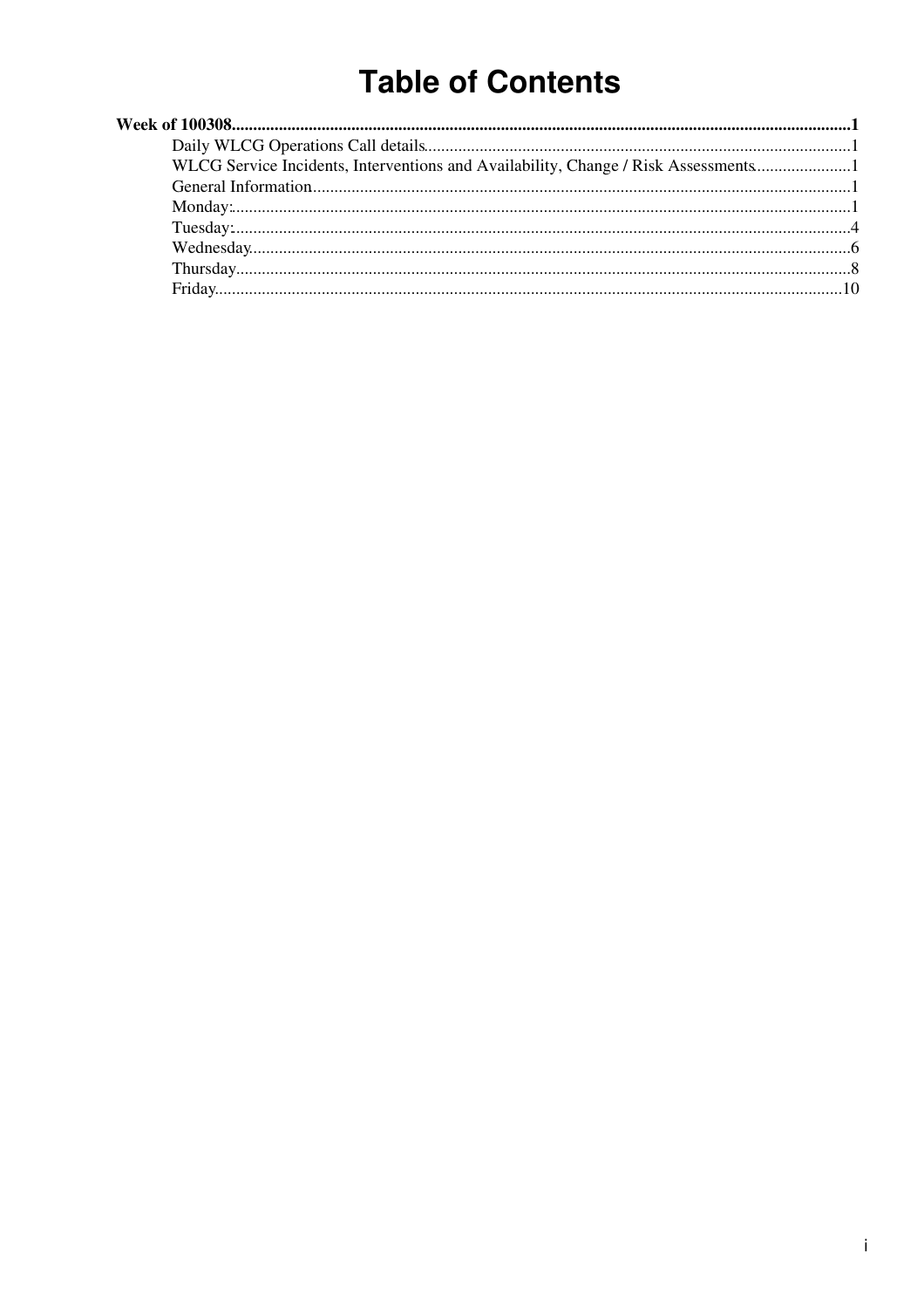# Table of Contents

**Week of 100308** ...... **1**

- Daily WLCG Operations Call details ...... 1
- WLCG Service Incidents, Interventions and Availability, Change / Risk Assessments ...... 1
- General Information ...... 1
- Monday: ...... 1
- Tuesday: ...... 4
- Wednesday ...... 6
- Thursday ...... 8
- Friday ...... 10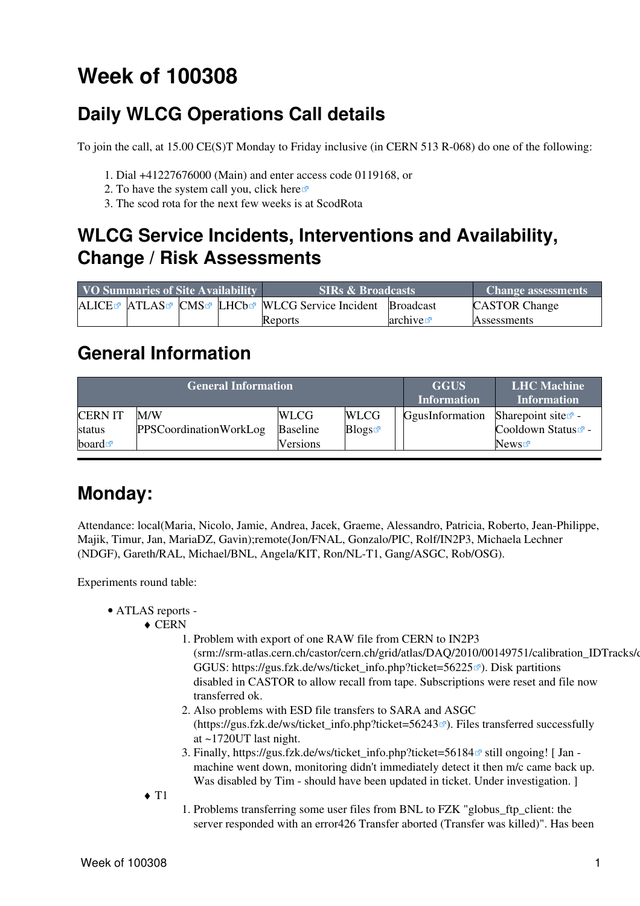# Week of 100308

## Daily WLCG Operations Call details

To join the call, at 15.00 CE(S)T Monday to Friday inclusive (in CERN 513 R-068) do one of the following:

1. Dial +41227676000 (Main) and enter access code 0119168, or
2. To have the system call you, click here
3. The scod rota for the next few weeks is at ScodRota

## WLCG Service Incidents, Interventions and Availability, Change / Risk Assessments

| VO Summaries of Site Availability | | | | SIRs & Broadcasts | | Change assessments |
|---|---|---|---|---|---|---|
| ALICE | ATLAS | CMS | LHCb | WLCG Service Incident Reports | Broadcast archive | CASTOR Change Assessments |

## General Information

| General Information | | | | | GGUS Information | LHC Machine Information |
|---|---|---|---|---|---|---|
| CERN IT status board | M/W PPSCoordinationWorkLog | WLCG Baseline Versions | WLCG Blogs | | GgusInformation | Sharepoint site - Cooldown Status - News |

## Monday:

Attendance: local(Maria, Nicolo, Jamie, Andrea, Jacek, Graeme, Alessandro, Patricia, Roberto, Jean-Philippe, Majik, Timur, Jan, MariaDZ, Gavin);remote(Jon/FNAL, Gonzalo/PIC, Rolf/IN2P3, Michaela Lechner (NDGF), Gareth/RAL, Michael/BNL, Angela/KIT, Ron/NL-T1, Gang/ASGC, Rob/OSG).

Experiments round table:

- ATLAS reports -
  - CERN
    1. Problem with export of one RAW file from CERN to IN2P3 (srm://srm-atlas.cern.ch/castor/cern.ch/grid/atlas/DAQ/2010/00149751/calibration_IDTracks/c GGUS: https://gus.fzk.de/ws/ticket_info.php?ticket=56225). Disk partitions disabled in CASTOR to allow recall from tape. Subscriptions were reset and file now transferred ok.
    2. Also problems with ESD file transfers to SARA and ASGC (https://gus.fzk.de/ws/ticket_info.php?ticket=56243). Files transferred successfully at ~1720UT last night.
    3. Finally, https://gus.fzk.de/ws/ticket_info.php?ticket=56184 still ongoing! [ Jan - machine went down, monitoring didn't immediately detect it then m/c came back up. Was disabled by Tim - should have been updated in ticket. Under investigation. ]
  - T1
    1. Problems transferring some user files from BNL to FZK "globus_ftp_client: the server responded with an error426 Transfer aborted (Transfer was killed)". Has been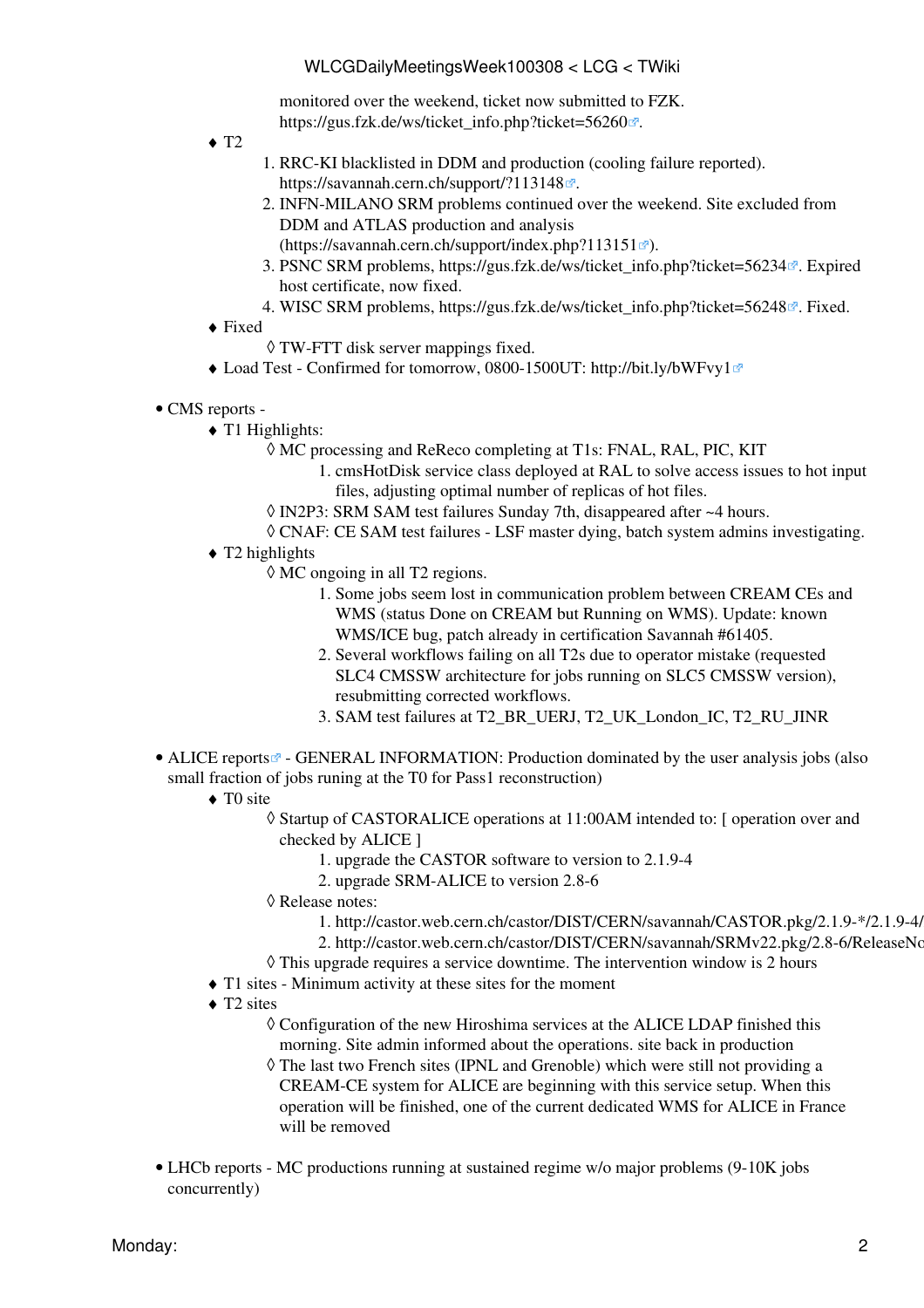monitored over the weekend, ticket now submitted to FZK. https://gus.fzk.de/ws/ticket_info.php?ticket=56260.

- T2
  1. RRC-KI blacklisted in DDM and production (cooling failure reported). https://savannah.cern.ch/support/?113148.
  2. INFN-MILANO SRM problems continued over the weekend. Site excluded from DDM and ATLAS production and analysis (https://savannah.cern.ch/support/index.php?113151).
  3. PSNC SRM problems, https://gus.fzk.de/ws/ticket_info.php?ticket=56234. Expired host certificate, now fixed.
  4. WISC SRM problems, https://gus.fzk.de/ws/ticket_info.php?ticket=56248. Fixed.
- Fixed
  - TW-FTT disk server mappings fixed.
- Load Test - Confirmed for tomorrow, 0800-1500UT: http://bit.ly/bWFvy1

- CMS reports -
  - T1 Highlights:
    - MC processing and ReReco completing at T1s: FNAL, RAL, PIC, KIT
      1. cmsHotDisk service class deployed at RAL to solve access issues to hot input files, adjusting optimal number of replicas of hot files.
    - IN2P3: SRM SAM test failures Sunday 7th, disappeared after ~4 hours.
    - CNAF: CE SAM test failures - LSF master dying, batch system admins investigating.
  - T2 highlights
    - MC ongoing in all T2 regions.
      1. Some jobs seem lost in communication problem between CREAM CEs and WMS (status Done on CREAM but Running on WMS). Update: known WMS/ICE bug, patch already in certification Savannah #61405.
      2. Several workflows failing on all T2s due to operator mistake (requested SLC4 CMSSW architecture for jobs running on SLC5 CMSSW version), resubmitting corrected workflows.
      3. SAM test failures at T2_BR_UERJ, T2_UK_London_IC, T2_RU_JINR

- ALICE reports - GENERAL INFORMATION: Production dominated by the user analysis jobs (also small fraction of jobs runing at the T0 for Pass1 reconstruction)
  - T0 site
    - Startup of CASTORALICE operations at 11:00AM intended to: [ operation over and checked by ALICE ]
      1. upgrade the CASTOR software to version to 2.1.9-4
      2. upgrade SRM-ALICE to version 2.8-6
    - Release notes:
      1. http://castor.web.cern.ch/castor/DIST/CERN/savannah/CASTOR.pkg/2.1.9-*/2.1.9-4/
      2. http://castor.web.cern.ch/castor/DIST/CERN/savannah/SRMv22.pkg/2.8-6/ReleaseNo
    - This upgrade requires a service downtime. The intervention window is 2 hours
  - T1 sites - Minimum activity at these sites for the moment
  - T2 sites
    - Configuration of the new Hiroshima services at the ALICE LDAP finished this morning. Site admin informed about the operations. site back in production
    - The last two French sites (IPNL and Grenoble) which were still not providing a CREAM-CE system for ALICE are beginning with this service setup. When this operation will be finished, one of the current dedicated WMS for ALICE in France will be removed

- LHCb reports - MC productions running at sustained regime w/o major problems (9-10K jobs concurrently)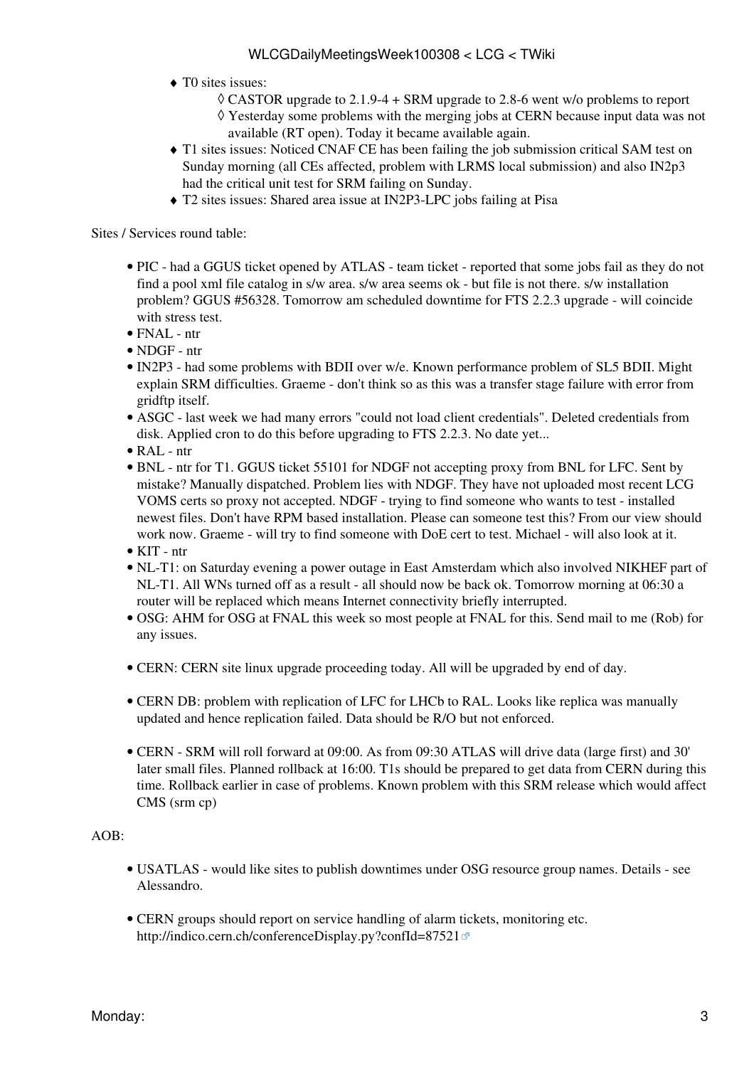- T0 sites issues:
    - CASTOR upgrade to 2.1.9-4 + SRM upgrade to 2.8-6 went w/o problems to report
    - Yesterday some problems with the merging jobs at CERN because input data was not available (RT open). Today it became available again.
- T1 sites issues: Noticed CNAF CE has been failing the job submission critical SAM test on Sunday morning (all CEs affected, problem with LRMS local submission) and also IN2p3 had the critical unit test for SRM failing on Sunday.
- T2 sites issues: Shared area issue at IN2P3-LPC jobs failing at Pisa

Sites / Services round table:

- PIC - had a GGUS ticket opened by ATLAS - team ticket - reported that some jobs fail as they do not find a pool xml file catalog in s/w area. s/w area seems ok - but file is not there. s/w installation problem? GGUS #56328. Tomorrow am scheduled downtime for FTS 2.2.3 upgrade - will coincide with stress test.
- FNAL - ntr
- NDGF - ntr
- IN2P3 - had some problems with BDII over w/e. Known performance problem of SL5 BDII. Might explain SRM difficulties. Graeme - don't think so as this was a transfer stage failure with error from gridftp itself.
- ASGC - last week we had many errors "could not load client credentials". Deleted credentials from disk. Applied cron to do this before upgrading to FTS 2.2.3. No date yet...
- RAL - ntr
- BNL - ntr for T1. GGUS ticket 55101 for NDGF not accepting proxy from BNL for LFC. Sent by mistake? Manually dispatched. Problem lies with NDGF. They have not uploaded most recent LCG VOMS certs so proxy not accepted. NDGF - trying to find someone who wants to test - installed newest files. Don't have RPM based installation. Please can someone test this? From our view should work now. Graeme - will try to find someone with DoE cert to test. Michael - will also look at it.
- KIT - ntr
- NL-T1: on Saturday evening a power outage in East Amsterdam which also involved NIKHEF part of NL-T1. All WNs turned off as a result - all should now be back ok. Tomorrow morning at 06:30 a router will be replaced which means Internet connectivity briefly interrupted.
- OSG: AHM for OSG at FNAL this week so most people at FNAL for this. Send mail to me (Rob) for any issues.

- CERN: CERN site linux upgrade proceeding today. All will be upgraded by end of day.

- CERN DB: problem with replication of LFC for LHCb to RAL. Looks like replica was manually updated and hence replication failed. Data should be R/O but not enforced.

- CERN - SRM will roll forward at 09:00. As from 09:30 ATLAS will drive data (large first) and 30' later small files. Planned rollback at 16:00. T1s should be prepared to get data from CERN during this time. Rollback earlier in case of problems. Known problem with this SRM release which would affect CMS (srm cp)

AOB:

- USATLAS - would like sites to publish downtimes under OSG resource group names. Details - see Alessandro.

- CERN groups should report on service handling of alarm tickets, monitoring etc. http://indico.cern.ch/conferenceDisplay.py?confId=87521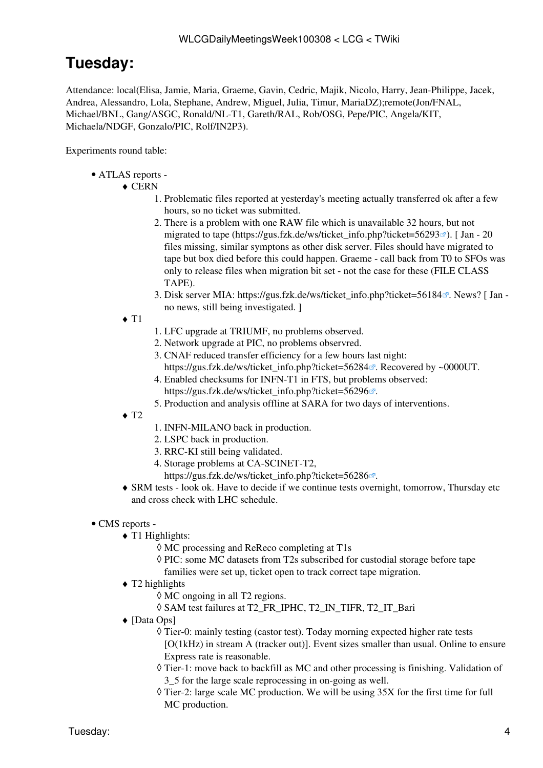# Tuesday:

Attendance: local(Elisa, Jamie, Maria, Graeme, Gavin, Cedric, Majik, Nicolo, Harry, Jean-Philippe, Jacek, Andrea, Alessandro, Lola, Stephane, Andrew, Miguel, Julia, Timur, MariaDZ);remote(Jon/FNAL, Michael/BNL, Gang/ASGC, Ronald/NL-T1, Gareth/RAL, Rob/OSG, Pepe/PIC, Angela/KIT, Michaela/NDGF, Gonzalo/PIC, Rolf/IN2P3).

Experiments round table:

- ATLAS reports -
  - CERN
    1. Problematic files reported at yesterday's meeting actually transferred ok after a few hours, so no ticket was submitted.
    2. There is a problem with one RAW file which is unavailable 32 hours, but not migrated to tape (https://gus.fzk.de/ws/ticket_info.php?ticket=56293). [ Jan - 20 files missing, similar symptons as other disk server. Files should have migrated to tape but box died before this could happen. Graeme - call back from T0 to SFOs was only to release files when migration bit set - not the case for these (FILE CLASS TAPE).
    3. Disk server MIA: https://gus.fzk.de/ws/ticket_info.php?ticket=56184. News? [ Jan - no news, still being investigated. ]
  - T1
    1. LFC upgrade at TRIUMF, no problems observed.
    2. Network upgrade at PIC, no problems observred.
    3. CNAF reduced transfer efficiency for a few hours last night: https://gus.fzk.de/ws/ticket_info.php?ticket=56284. Recovered by ~0000UT.
    4. Enabled checksums for INFN-T1 in FTS, but problems observed: https://gus.fzk.de/ws/ticket_info.php?ticket=56296.
    5. Production and analysis offline at SARA for two days of interventions.
  - T2
    1. INFN-MILANO back in production.
    2. LSPC back in production.
    3. RRC-KI still being validated.
    4. Storage problems at CA-SCINET-T2, https://gus.fzk.de/ws/ticket_info.php?ticket=56286.
  - SRM tests - look ok. Have to decide if we continue tests overnight, tomorrow, Thursday etc and cross check with LHC schedule.

- CMS reports -
  - T1 Highlights:
    - MC processing and ReReco completing at T1s
    - PIC: some MC datasets from T2s subscribed for custodial storage before tape families were set up, ticket open to track correct tape migration.
  - T2 highlights
    - MC ongoing in all T2 regions.
    - SAM test failures at T2_FR_IPHC, T2_IN_TIFR, T2_IT_Bari
  - [Data Ops]
    - Tier-0: mainly testing (castor test). Today morning expected higher rate tests [O(1kHz) in stream A (tracker out)]. Event sizes smaller than usual. Online to ensure Express rate is reasonable.
    - Tier-1: move back to backfill as MC and other processing is finishing. Validation of 3_5 for the large scale reprocessing in on-going as well.
    - Tier-2: large scale MC production. We will be using 35X for the first time for full MC production.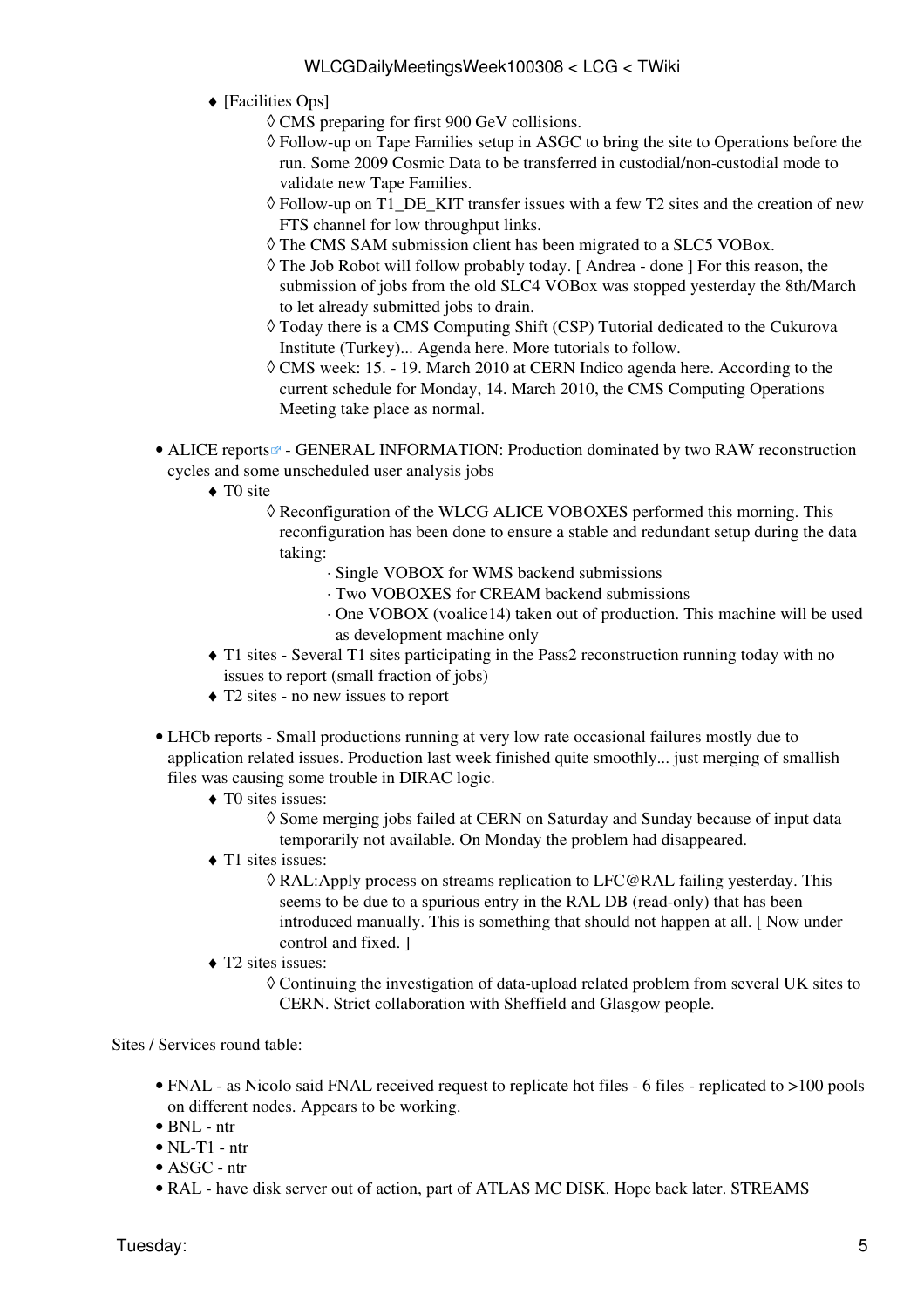- [Facilities Ops]
    - CMS preparing for first 900 GeV collisions.
    - Follow-up on Tape Families setup in ASGC to bring the site to Operations before the run. Some 2009 Cosmic Data to be transferred in custodial/non-custodial mode to validate new Tape Families.
    - Follow-up on T1_DE_KIT transfer issues with a few T2 sites and the creation of new FTS channel for low throughput links.
    - The CMS SAM submission client has been migrated to a SLC5 VOBox.
    - The Job Robot will follow probably today. [ Andrea - done ] For this reason, the submission of jobs from the old SLC4 VOBox was stopped yesterday the 8th/March to let already submitted jobs to drain.
    - Today there is a CMS Computing Shift (CSP) Tutorial dedicated to the Cukurova Institute (Turkey)... Agenda here. More tutorials to follow.
    - CMS week: 15. - 19. March 2010 at CERN Indico agenda here. According to the current schedule for Monday, 14. March 2010, the CMS Computing Operations Meeting take place as normal.

- ALICE reports - GENERAL INFORMATION: Production dominated by two RAW reconstruction cycles and some unscheduled user analysis jobs
    - T0 site
        - Reconfiguration of the WLCG ALICE VOBOXES performed this morning. This reconfiguration has been done to ensure a stable and redundant setup during the data taking:
            - Single VOBOX for WMS backend submissions
            - Two VOBOXES for CREAM backend submissions
            - One VOBOX (voalice14) taken out of production. This machine will be used as development machine only
    - T1 sites - Several T1 sites participating in the Pass2 reconstruction running today with no issues to report (small fraction of jobs)
    - T2 sites - no new issues to report

- LHCb reports - Small productions running at very low rate occasional failures mostly due to application related issues. Production last week finished quite smoothly... just merging of smallish files was causing some trouble in DIRAC logic.
    - T0 sites issues:
        - Some merging jobs failed at CERN on Saturday and Sunday because of input data temporarily not available. On Monday the problem had disappeared.
    - T1 sites issues:
        - RAL:Apply process on streams replication to LFC@RAL failing yesterday. This seems to be due to a spurious entry in the RAL DB (read-only) that has been introduced manually. This is something that should not happen at all. [ Now under control and fixed. ]
    - T2 sites issues:
        - Continuing the investigation of data-upload related problem from several UK sites to CERN. Strict collaboration with Sheffield and Glasgow people.

Sites / Services round table:

- FNAL - as Nicolo said FNAL received request to replicate hot files - 6 files - replicated to >100 pools on different nodes. Appears to be working.
- BNL - ntr
- NL-T1 - ntr
- ASGC - ntr
- RAL - have disk server out of action, part of ATLAS MC DISK. Hope back later. STREAMS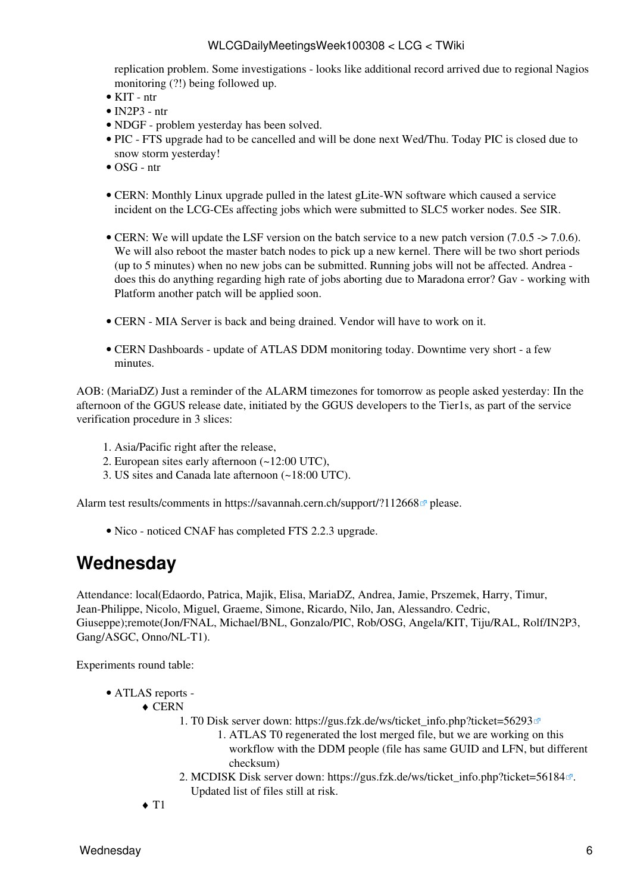replication problem. Some investigations - looks like additional record arrived due to regional Nagios monitoring (?!) being followed up.

- KIT - ntr
- IN2P3 - ntr
- NDGF - problem yesterday has been solved.
- PIC - FTS upgrade had to be cancelled and will be done next Wed/Thu. Today PIC is closed due to snow storm yesterday!
- OSG - ntr

- CERN: Monthly Linux upgrade pulled in the latest gLite-WN software which caused a service incident on the LCG-CEs affecting jobs which were submitted to SLC5 worker nodes. See SIR.

- CERN: We will update the LSF version on the batch service to a new patch version (7.0.5 -> 7.0.6). We will also reboot the master batch nodes to pick up a new kernel. There will be two short periods (up to 5 minutes) when no new jobs can be submitted. Running jobs will not be affected. Andrea - does this do anything regarding high rate of jobs aborting due to Maradona error? Gav - working with Platform another patch will be applied soon.

- CERN - MIA Server is back and being drained. Vendor will have to work on it.

- CERN Dashboards - update of ATLAS DDM monitoring today. Downtime very short - a few minutes.

AOB: (MariaDZ) Just a reminder of the ALARM timezones for tomorrow as people asked yesterday: IIn the afternoon of the GGUS release date, initiated by the GGUS developers to the Tier1s, as part of the service verification procedure in 3 slices:

1. Asia/Pacific right after the release,
2. European sites early afternoon (~12:00 UTC),
3. US sites and Canada late afternoon (~18:00 UTC).

Alarm test results/comments in https://savannah.cern.ch/support/?112668 please.

- Nico - noticed CNAF has completed FTS 2.2.3 upgrade.

# Wednesday

Attendance: local(Edaordo, Patrica, Majik, Elisa, MariaDZ, Andrea, Jamie, Prszemek, Harry, Timur, Jean-Philippe, Nicolo, Miguel, Graeme, Simone, Ricardo, Nilo, Jan, Alessandro. Cedric, Giuseppe);remote(Jon/FNAL, Michael/BNL, Gonzalo/PIC, Rob/OSG, Angela/KIT, Tiju/RAL, Rolf/IN2P3, Gang/ASGC, Onno/NL-T1).

Experiments round table:

- ATLAS reports -
  - CERN
    1. T0 Disk server down: https://gus.fzk.de/ws/ticket_info.php?ticket=56293
       1. ATLAS T0 regenerated the lost merged file, but we are working on this workflow with the DDM people (file has same GUID and LFN, but different checksum)
    2. MCDISK Disk server down: https://gus.fzk.de/ws/ticket_info.php?ticket=56184. Updated list of files still at risk.
  - T1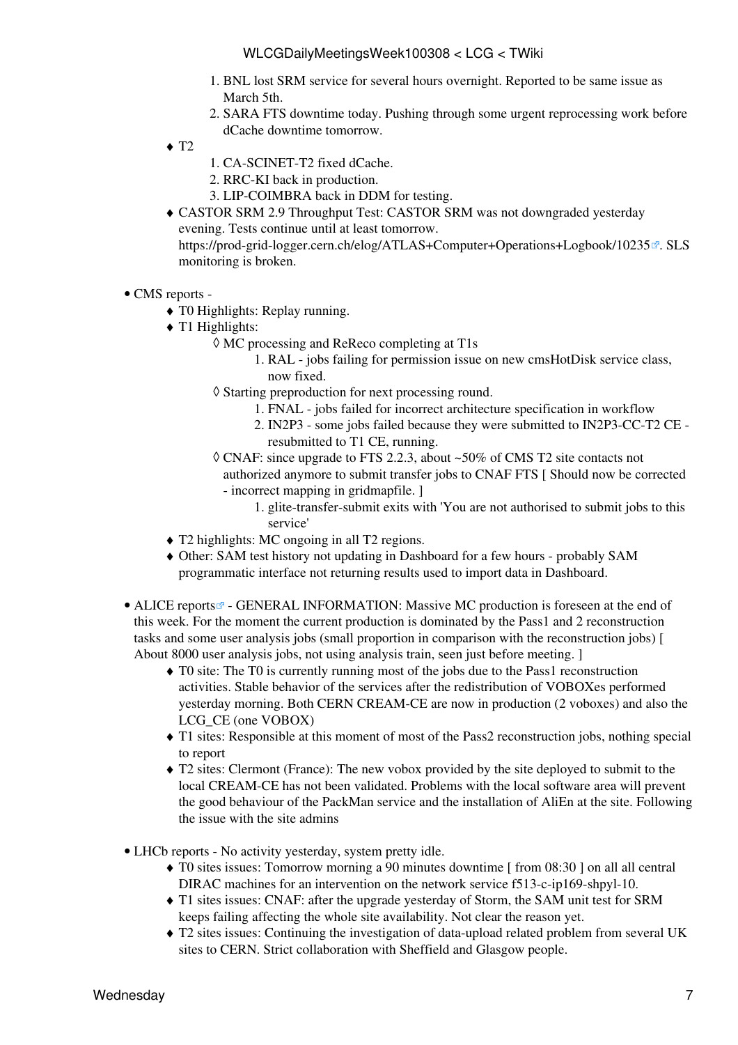1. BNL lost SRM service for several hours overnight. Reported to be same issue as March 5th.
2. SARA FTS downtime today. Pushing through some urgent reprocessing work before dCache downtime tomorrow.

- T2
  1. CA-SCINET-T2 fixed dCache.
  2. RRC-KI back in production.
  3. LIP-COIMBRA back in DDM for testing.
- CASTOR SRM 2.9 Throughput Test: CASTOR SRM was not downgraded yesterday evening. Tests continue until at least tomorrow. https://prod-grid-logger.cern.ch/elog/ATLAS+Computer+Operations+Logbook/10235. SLS monitoring is broken.

- CMS reports -
  - T0 Highlights: Replay running.
  - T1 Highlights:
    - MC processing and ReReco completing at T1s
      1. RAL - jobs failing for permission issue on new cmsHotDisk service class, now fixed.
    - Starting preproduction for next processing round.
      1. FNAL - jobs failed for incorrect architecture specification in workflow
      2. IN2P3 - some jobs failed because they were submitted to IN2P3-CC-T2 CE - resubmitted to T1 CE, running.
    - CNAF: since upgrade to FTS 2.2.3, about ~50% of CMS T2 site contacts not authorized anymore to submit transfer jobs to CNAF FTS [ Should now be corrected - incorrect mapping in gridmapfile. ]
      1. glite-transfer-submit exits with 'You are not authorised to submit jobs to this service'
  - T2 highlights: MC ongoing in all T2 regions.
  - Other: SAM test history not updating in Dashboard for a few hours - probably SAM programmatic interface not returning results used to import data in Dashboard.

- ALICE reports - GENERAL INFORMATION: Massive MC production is foreseen at the end of this week. For the moment the current production is dominated by the Pass1 and 2 reconstruction tasks and some user analysis jobs (small proportion in comparison with the reconstruction jobs) [ About 8000 user analysis jobs, not using analysis train, seen just before meeting. ]
  - T0 site: The T0 is currently running most of the jobs due to the Pass1 reconstruction activities. Stable behavior of the services after the redistribution of VOBOXes performed yesterday morning. Both CERN CREAM-CE are now in production (2 voboxes) and also the LCG_CE (one VOBOX)
  - T1 sites: Responsible at this moment of most of the Pass2 reconstruction jobs, nothing special to report
  - T2 sites: Clermont (France): The new vobox provided by the site deployed to submit to the local CREAM-CE has not been validated. Problems with the local software area will prevent the good behaviour of the PackMan service and the installation of AliEn at the site. Following the issue with the site admins

- LHCb reports - No activity yesterday, system pretty idle.
  - T0 sites issues: Tomorrow morning a 90 minutes downtime [ from 08:30 ] on all all central DIRAC machines for an intervention on the network service f513-c-ip169-shpyl-10.
  - T1 sites issues: CNAF: after the upgrade yesterday of Storm, the SAM unit test for SRM keeps failing affecting the whole site availability. Not clear the reason yet.
  - T2 sites issues: Continuing the investigation of data-upload related problem from several UK sites to CERN. Strict collaboration with Sheffield and Glasgow people.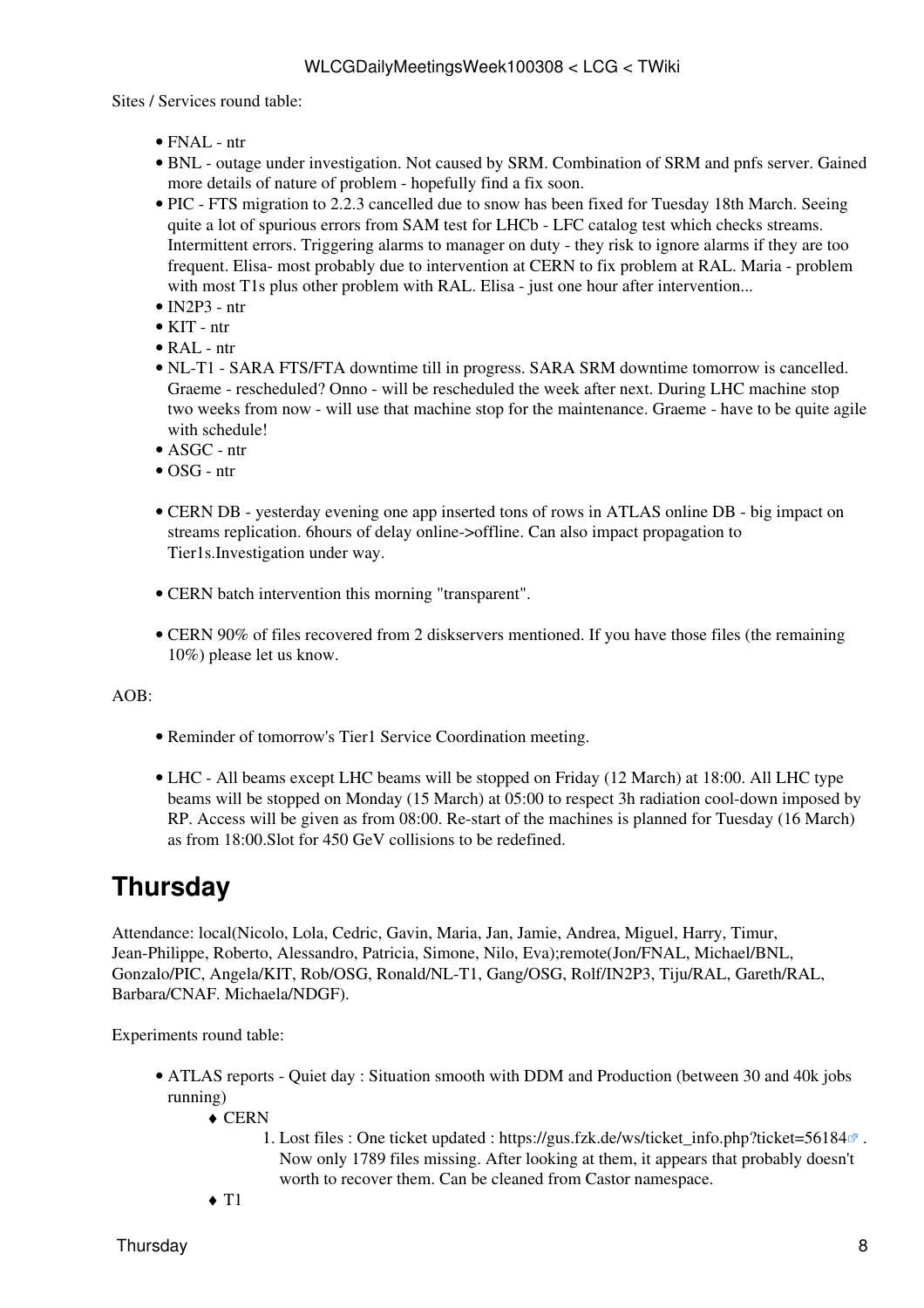Sites / Services round table:

- FNAL - ntr
- BNL - outage under investigation. Not caused by SRM. Combination of SRM and pnfs server. Gained more details of nature of problem - hopefully find a fix soon.
- PIC - FTS migration to 2.2.3 cancelled due to snow has been fixed for Tuesday 18th March. Seeing quite a lot of spurious errors from SAM test for LHCb - LFC catalog test which checks streams. Intermittent errors. Triggering alarms to manager on duty - they risk to ignore alarms if they are too frequent. Elisa- most probably due to intervention at CERN to fix problem at RAL. Maria - problem with most T1s plus other problem with RAL. Elisa - just one hour after intervention...
- IN2P3 - ntr
- KIT - ntr
- RAL - ntr
- NL-T1 - SARA FTS/FTA downtime till in progress. SARA SRM downtime tomorrow is cancelled. Graeme - rescheduled? Onno - will be rescheduled the week after next. During LHC machine stop two weeks from now - will use that machine stop for the maintenance. Graeme - have to be quite agile with schedule!
- ASGC - ntr
- OSG - ntr

- CERN DB - yesterday evening one app inserted tons of rows in ATLAS online DB - big impact on streams replication. 6hours of delay online->offline. Can also impact propagation to Tier1s.Investigation under way.

- CERN batch intervention this morning "transparent".

- CERN 90% of files recovered from 2 diskservers mentioned. If you have those files (the remaining 10%) please let us know.

AOB:

- Reminder of tomorrow's Tier1 Service Coordination meeting.

- LHC - All beams except LHC beams will be stopped on Friday (12 March) at 18:00. All LHC type beams will be stopped on Monday (15 March) at 05:00 to respect 3h radiation cool-down imposed by RP. Access will be given as from 08:00. Re-start of the machines is planned for Tuesday (16 March) as from 18:00.Slot for 450 GeV collisions to be redefined.

# Thursday

Attendance: local(Nicolo, Lola, Cedric, Gavin, Maria, Jan, Jamie, Andrea, Miguel, Harry, Timur, Jean-Philippe, Roberto, Alessandro, Patricia, Simone, Nilo, Eva);remote(Jon/FNAL, Michael/BNL, Gonzalo/PIC, Angela/KIT, Rob/OSG, Ronald/NL-T1, Gang/OSG, Rolf/IN2P3, Tiju/RAL, Gareth/RAL, Barbara/CNAF. Michaela/NDGF).

Experiments round table:

- ATLAS reports - Quiet day : Situation smooth with DDM and Production (between 30 and 40k jobs running)
    - CERN
        1. Lost files : One ticket updated : https://gus.fzk.de/ws/ticket_info.php?ticket=56184 . Now only 1789 files missing. After looking at them, it appears that probably doesn't worth to recover them. Can be cleaned from Castor namespace.
    - T1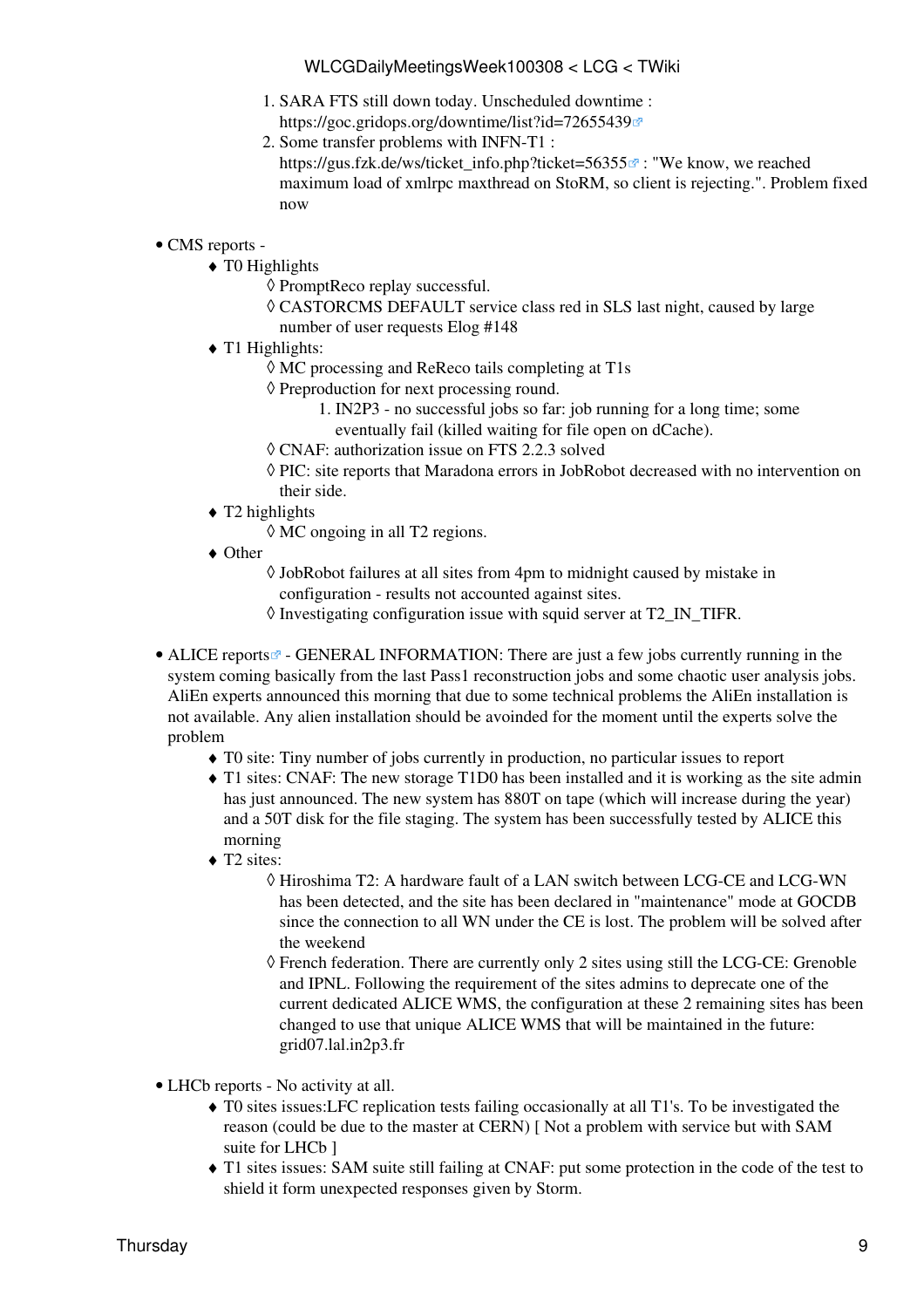1. SARA FTS still down today. Unscheduled downtime : https://goc.gridops.org/downtime/list?id=72655439
2. Some transfer problems with INFN-T1 : https://gus.fzk.de/ws/ticket_info.php?ticket=56355 : "We know, we reached maximum load of xmlrpc maxthread on StoRM, so client is rejecting.". Problem fixed now

- CMS reports -
    - T0 Highlights
        - PromptReco replay successful.
        - CASTORCMS DEFAULT service class red in SLS last night, caused by large number of user requests Elog #148
    - T1 Highlights:
        - MC processing and ReReco tails completing at T1s
        - Preproduction for next processing round.
            1. IN2P3 - no successful jobs so far: job running for a long time; some eventually fail (killed waiting for file open on dCache).
        - CNAF: authorization issue on FTS 2.2.3 solved
        - PIC: site reports that Maradona errors in JobRobot decreased with no intervention on their side.
    - T2 highlights
        - MC ongoing in all T2 regions.
    - Other
        - JobRobot failures at all sites from 4pm to midnight caused by mistake in configuration - results not accounted against sites.
        - Investigating configuration issue with squid server at T2_IN_TIFR.

- ALICE reports - GENERAL INFORMATION: There are just a few jobs currently running in the system coming basically from the last Pass1 reconstruction jobs and some chaotic user analysis jobs. AliEn experts announced this morning that due to some technical problems the AliEn installation is not available. Any alien installation should be avoinded for the moment until the experts solve the problem
    - T0 site: Tiny number of jobs currently in production, no particular issues to report
    - T1 sites: CNAF: The new storage T1D0 has been installed and it is working as the site admin has just announced. The new system has 880T on tape (which will increase during the year) and a 50T disk for the file staging. The system has been successfully tested by ALICE this morning
    - T2 sites:
        - Hiroshima T2: A hardware fault of a LAN switch between LCG-CE and LCG-WN has been detected, and the site has been declared in "maintenance" mode at GOCDB since the connection to all WN under the CE is lost. The problem will be solved after the weekend
        - French federation. There are currently only 2 sites using still the LCG-CE: Grenoble and IPNL. Following the requirement of the sites admins to deprecate one of the current dedicated ALICE WMS, the configuration at these 2 remaining sites has been changed to use that unique ALICE WMS that will be maintained in the future: grid07.lal.in2p3.fr

- LHCb reports - No activity at all.
    - T0 sites issues:LFC replication tests failing occasionally at all T1's. To be investigated the reason (could be due to the master at CERN) [ Not a problem with service but with SAM suite for LHCb ]
    - T1 sites issues: SAM suite still failing at CNAF: put some protection in the code of the test to shield it form unexpected responses given by Storm.

Thursday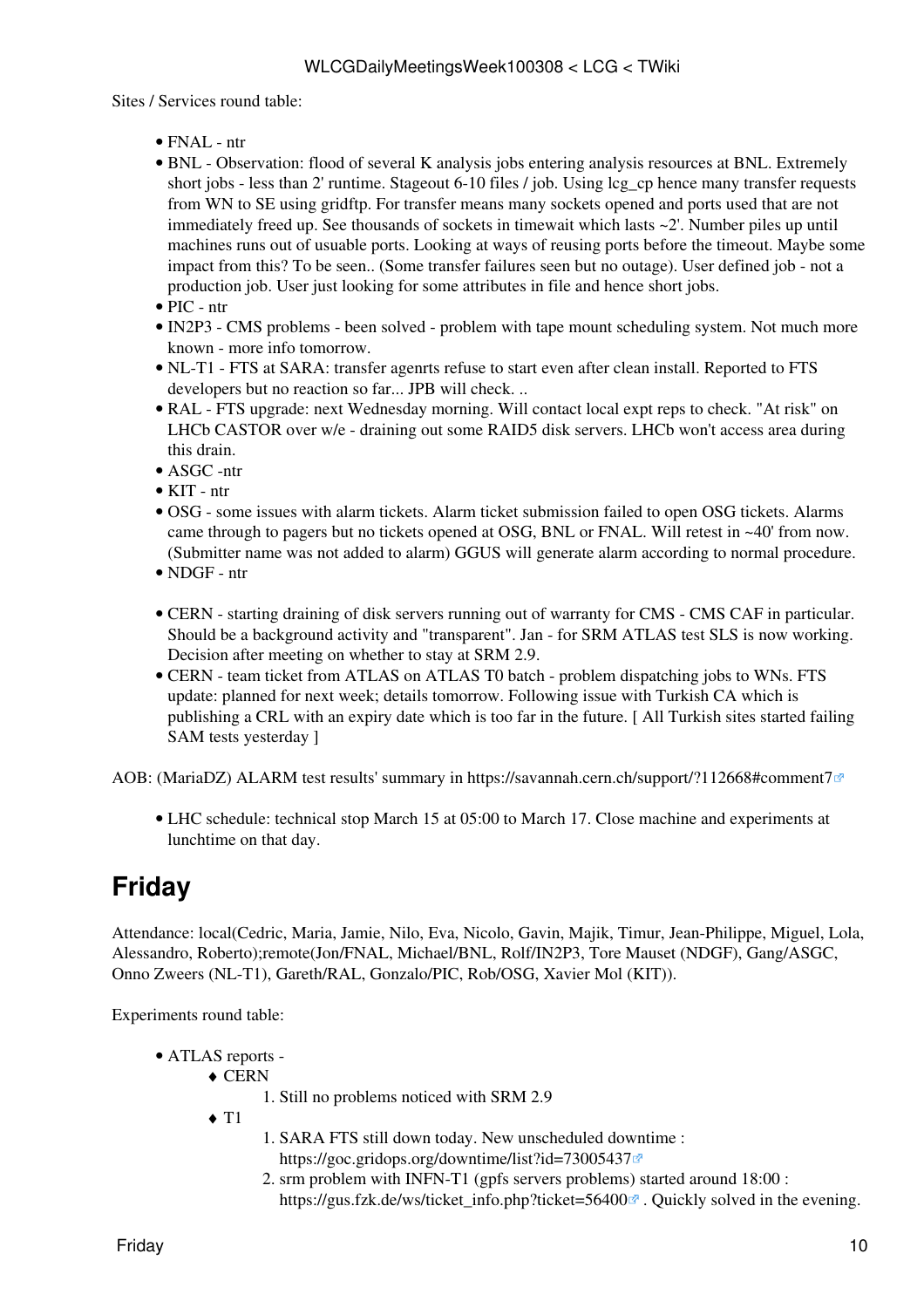Sites / Services round table:

- FNAL - ntr
- BNL - Observation: flood of several K analysis jobs entering analysis resources at BNL. Extremely short jobs - less than 2' runtime. Stageout 6-10 files / job. Using lcg_cp hence many transfer requests from WN to SE using gridftp. For transfer means many sockets opened and ports used that are not immediately freed up. See thousands of sockets in timewait which lasts ~2'. Number piles up until machines runs out of usuable ports. Looking at ways of reusing ports before the timeout. Maybe some impact from this? To be seen.. (Some transfer failures seen but no outage). User defined job - not a production job. User just looking for some attributes in file and hence short jobs.
- PIC - ntr
- IN2P3 - CMS problems - been solved - problem with tape mount scheduling system. Not much more known - more info tomorrow.
- NL-T1 - FTS at SARA: transfer agenrts refuse to start even after clean install. Reported to FTS developers but no reaction so far... JPB will check. ..
- RAL - FTS upgrade: next Wednesday morning. Will contact local expt reps to check. "At risk" on LHCb CASTOR over w/e - draining out some RAID5 disk servers. LHCb won't access area during this drain.
- ASGC -ntr
- KIT - ntr
- OSG - some issues with alarm tickets. Alarm ticket submission failed to open OSG tickets. Alarms came through to pagers but no tickets opened at OSG, BNL or FNAL. Will retest in ~40' from now. (Submitter name was not added to alarm) GGUS will generate alarm according to normal procedure.
- NDGF - ntr

- CERN - starting draining of disk servers running out of warranty for CMS - CMS CAF in particular. Should be a background activity and "transparent". Jan - for SRM ATLAS test SLS is now working. Decision after meeting on whether to stay at SRM 2.9.
- CERN - team ticket from ATLAS on ATLAS T0 batch - problem dispatching jobs to WNs. FTS update: planned for next week; details tomorrow. Following issue with Turkish CA which is publishing a CRL with an expiry date which is too far in the future. [ All Turkish sites started failing SAM tests yesterday ]

AOB: (MariaDZ) ALARM test results' summary in https://savannah.cern.ch/support/?112668#comment7

- LHC schedule: technical stop March 15 at 05:00 to March 17. Close machine and experiments at lunchtime on that day.

## Friday

Attendance: local(Cedric, Maria, Jamie, Nilo, Eva, Nicolo, Gavin, Majik, Timur, Jean-Philippe, Miguel, Lola, Alessandro, Roberto);remote(Jon/FNAL, Michael/BNL, Rolf/IN2P3, Tore Mauset (NDGF), Gang/ASGC, Onno Zweers (NL-T1), Gareth/RAL, Gonzalo/PIC, Rob/OSG, Xavier Mol (KIT)).

Experiments round table:

- ATLAS reports -
  - CERN
    1. Still no problems noticed with SRM 2.9
  - T1
    1. SARA FTS still down today. New unscheduled downtime : https://goc.gridops.org/downtime/list?id=73005437
    2. srm problem with INFN-T1 (gpfs servers problems) started around 18:00 : https://gus.fzk.de/ws/ticket_info.php?ticket=56400 . Quickly solved in the evening.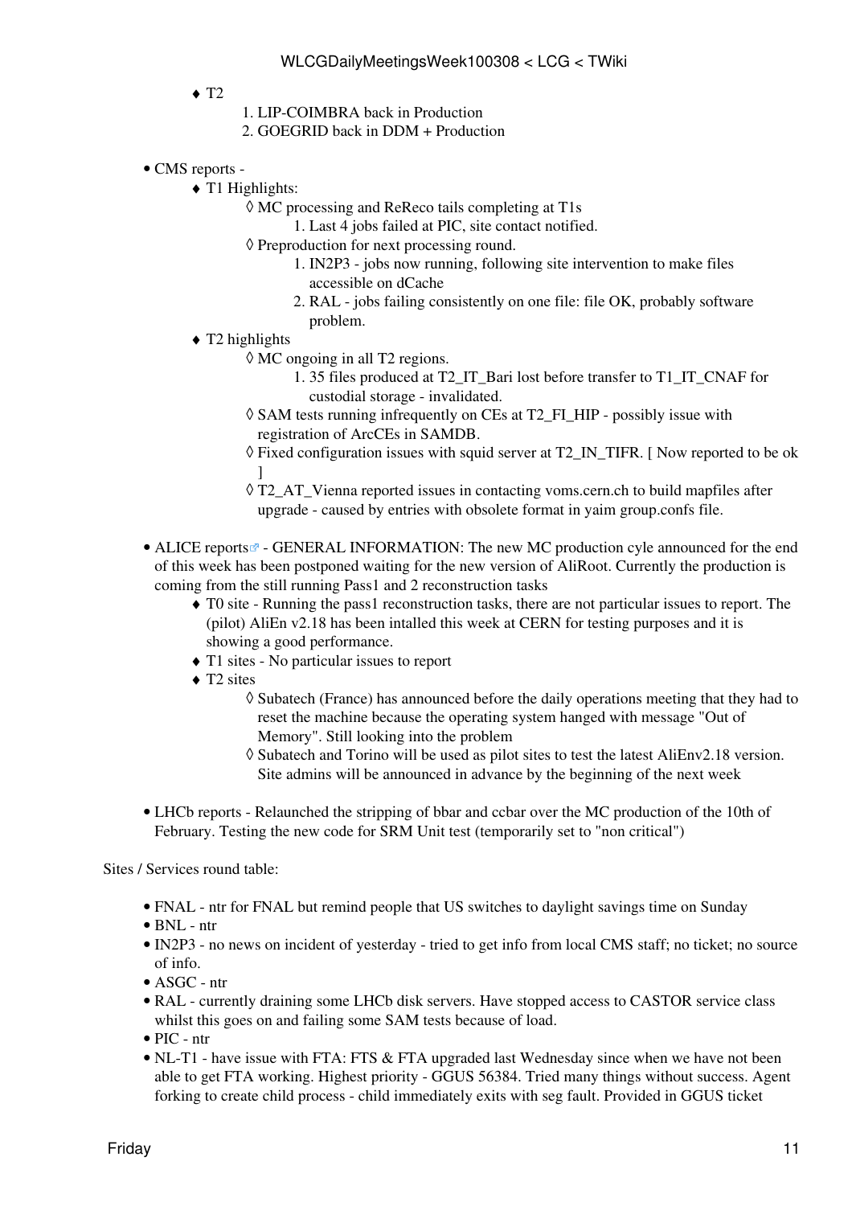- T2
  1. LIP-COIMBRA back in Production
  2. GOEGRID back in DDM + Production

- CMS reports -
  - T1 Highlights:
    - MC processing and ReReco tails completing at T1s
      1. Last 4 jobs failed at PIC, site contact notified.
    - Preproduction for next processing round.
      1. IN2P3 - jobs now running, following site intervention to make files accessible on dCache
      2. RAL - jobs failing consistently on one file: file OK, probably software problem.
  - T2 highlights
    - MC ongoing in all T2 regions.
      1. 35 files produced at T2_IT_Bari lost before transfer to T1_IT_CNAF for custodial storage - invalidated.
    - SAM tests running infrequently on CEs at T2_FI_HIP - possibly issue with registration of ArcCEs in SAMDB.
    - Fixed configuration issues with squid server at T2_IN_TIFR. [ Now reported to be ok ]
    - T2_AT_Vienna reported issues in contacting voms.cern.ch to build mapfiles after upgrade - caused by entries with obsolete format in yaim group.confs file.

- ALICE reports - GENERAL INFORMATION: The new MC production cyle announced for the end of this week has been postponed waiting for the new version of AliRoot. Currently the production is coming from the still running Pass1 and 2 reconstruction tasks
  - T0 site - Running the pass1 reconstruction tasks, there are not particular issues to report. The (pilot) AliEn v2.18 has been intalled this week at CERN for testing purposes and it is showing a good performance.
  - T1 sites - No particular issues to report
  - T2 sites
    - Subatech (France) has announced before the daily operations meeting that they had to reset the machine because the operating system hanged with message "Out of Memory". Still looking into the problem
    - Subatech and Torino will be used as pilot sites to test the latest AliEnv2.18 version. Site admins will be announced in advance by the beginning of the next week

- LHCb reports - Relaunched the stripping of bbar and ccbar over the MC production of the 10th of February. Testing the new code for SRM Unit test (temporarily set to "non critical")

Sites / Services round table:

- FNAL - ntr for FNAL but remind people that US switches to daylight savings time on Sunday
- BNL - ntr
- IN2P3 - no news on incident of yesterday - tried to get info from local CMS staff; no ticket; no source of info.
- ASGC - ntr
- RAL - currently draining some LHCb disk servers. Have stopped access to CASTOR service class whilst this goes on and failing some SAM tests because of load.
- PIC - ntr
- NL-T1 - have issue with FTA: FTS & FTA upgraded last Wednesday since when we have not been able to get FTA working. Highest priority - GGUS 56384. Tried many things without success. Agent forking to create child process - child immediately exits with seg fault. Provided in GGUS ticket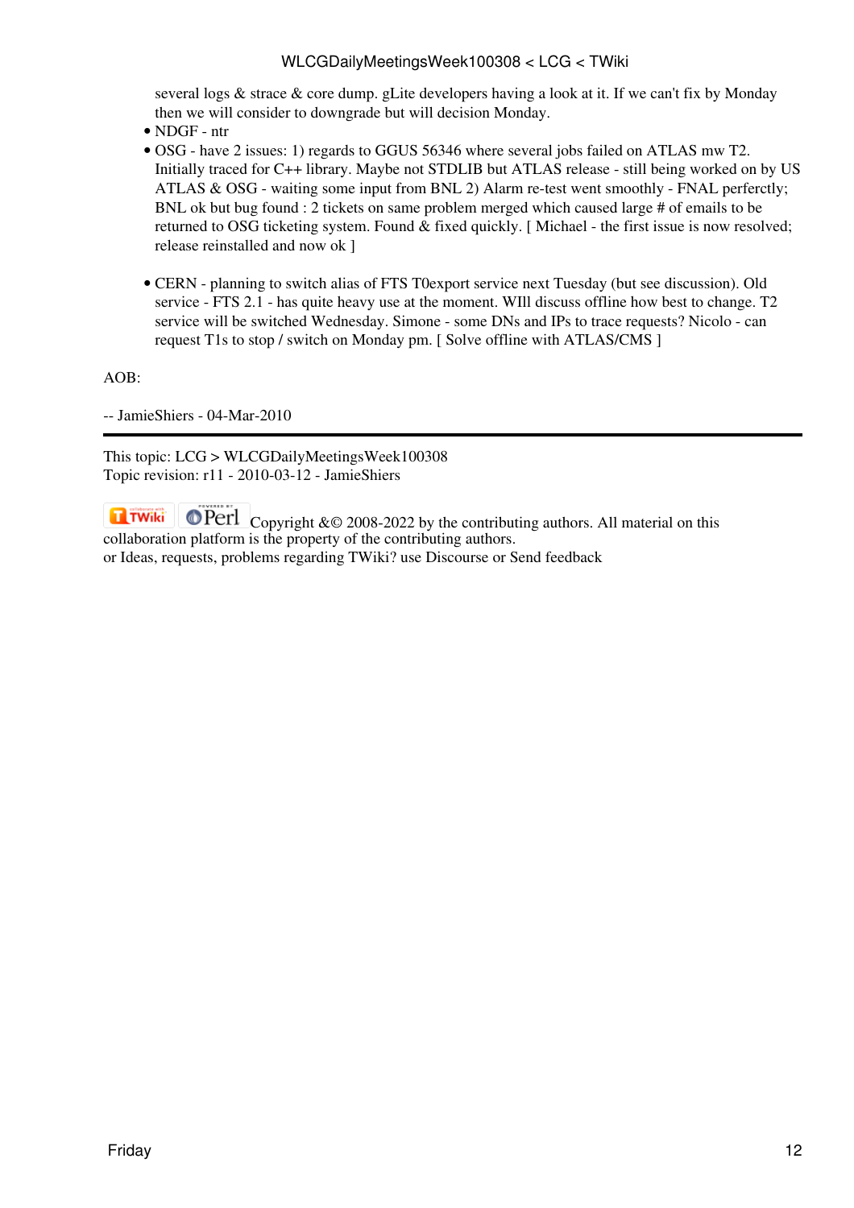several logs & strace & core dump. gLite developers having a look at it. If we can't fix by Monday then we will consider to downgrade but will decision Monday.

- NDGF - ntr
- OSG - have 2 issues: 1) regards to GGUS 56346 where several jobs failed on ATLAS mw T2. Initially traced for C++ library. Maybe not STDLIB but ATLAS release - still being worked on by US ATLAS & OSG - waiting some input from BNL 2) Alarm re-test went smoothly - FNAL perfectly; BNL ok but bug found : 2 tickets on same problem merged which caused large # of emails to be returned to OSG ticketing system. Found & fixed quickly. [ Michael - the first issue is now resolved; release reinstalled and now ok ]

- CERN - planning to switch alias of FTS T0export service next Tuesday (but see discussion). Old service - FTS 2.1 - has quite heavy use at the moment. WIll discuss offline how best to change. T2 service will be switched Wednesday. Simone - some DNs and IPs to trace requests? Nicolo - can request T1s to stop / switch on Monday pm. [ Solve offline with ATLAS/CMS ]

AOB:

-- JamieShiers - 04-Mar-2010

---

This topic: LCG > WLCGDailyMeetingsWeek100308
Topic revision: r11 - 2010-03-12 - JamieShiers

Copyright &© 2008-2022 by the contributing authors. All material on this collaboration platform is the property of the contributing authors.
or Ideas, requests, problems regarding TWiki? use Discourse or Send feedback